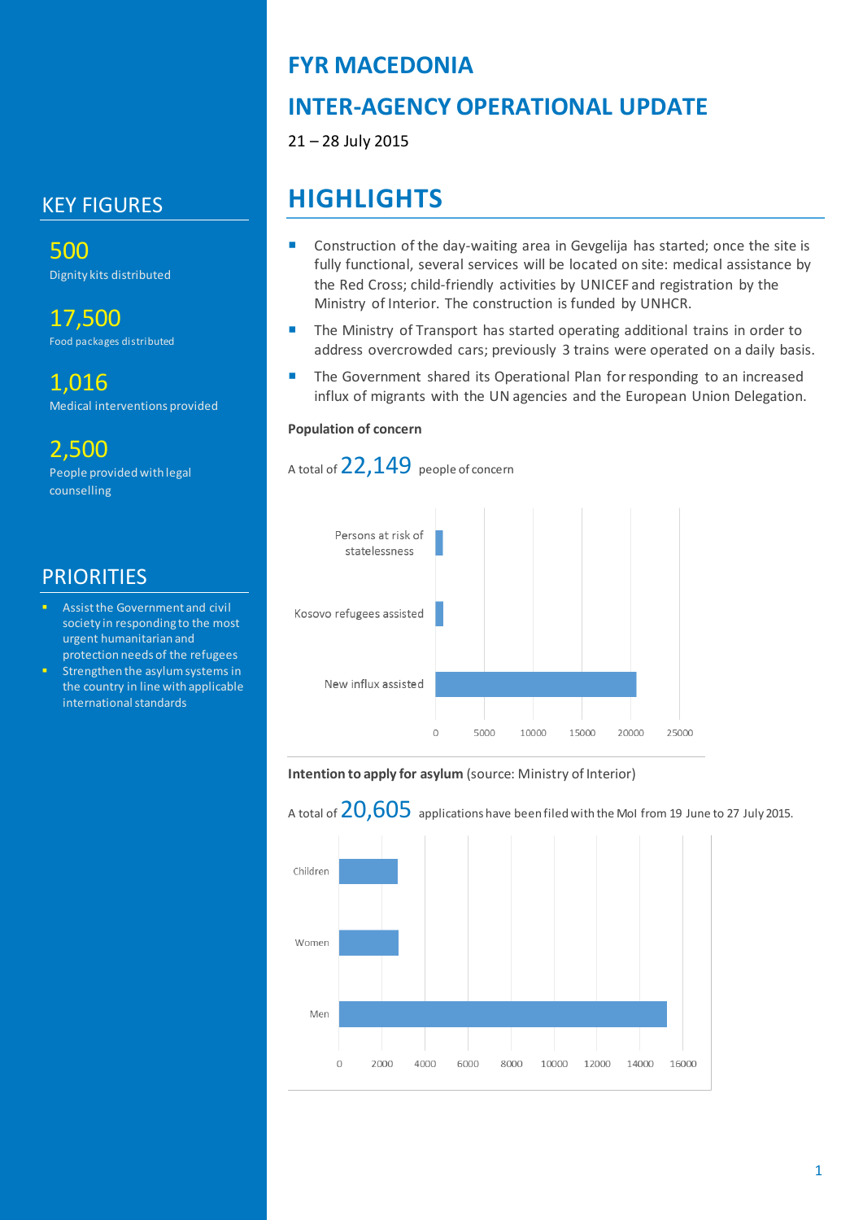# FYR MACEDONIA

# INTER-AGENCY OPERATIONAL UPDATE

21 – 28 July 2015

## KEY FIGURES

**500**
Dignity kits distributed

**17,500**
Food packages distributed

**1,016**
Medical interventions provided

**2,500**
People provided with legal counselling

## PRIORITIES

- Assist the Government and civil society in responding to the most urgent humanitarian and protection needs of the refugees
- Strengthen the asylum systems in the country in line with applicable international standards

## HIGHLIGHTS

- Construction of the day-waiting area in Gevgelija has started; once the site is fully functional, several services will be located on site: medical assistance by the Red Cross; child-friendly activities by UNICEF and registration by the Ministry of Interior. The construction is funded by UNHCR.
- The Ministry of Transport has started operating additional trains in order to address overcrowded cars; previously 3 trains were operated on a daily basis.
- The Government shared its Operational Plan for responding to an increased influx of migrants with the UN agencies and the European Union Delegation.

**Population of concern**

A total of **22,149** people of concern

Persons at risk of statelessness
Kosovo refugees assisted
New influx assisted

0 5000 10000 15000 20000 25000

**Intention to apply for asylum** (source: Ministry of Interior)

A total of **20,605** applications have been filed with the MoI from 19 June to 27 July 2015.

Children
Women
Men

0 2000 4000 6000 8000 10000 12000 14000 16000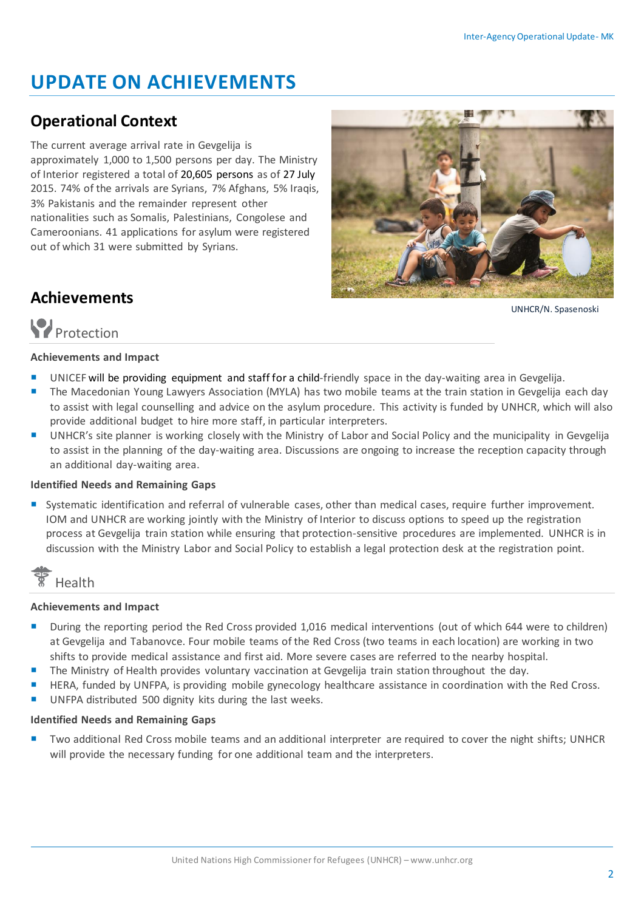# UPDATE ON ACHIEVEMENTS

## Operational Context

The current average arrival rate in Gevgelija is approximately 1,000 to 1,500 persons per day. The Ministry of Interior registered a total of 20,605 persons as of 27 July 2015. 74% of the arrivals are Syrians, 7% Afghans, 5% Iraqis, 3% Pakistanis and the remainder represent other nationalities such as Somalis, Palestinians, Congolese and Cameroonians. 41 applications for asylum were registered out of which 31 were submitted by Syrians.

UNHCR/N. Spasenoski

## Achievements

### Protection

**Achievements and Impact**

- UNICEF will be providing equipment and staff for a child-friendly space in the day-waiting area in Gevgelija.
- The Macedonian Young Lawyers Association (MYLA) has two mobile teams at the train station in Gevgelija each day to assist with legal counselling and advice on the asylum procedure. This activity is funded by UNHCR, which will also provide additional budget to hire more staff, in particular interpreters.
- UNHCR's site planner is working closely with the Ministry of Labor and Social Policy and the municipality in Gevgelija to assist in the planning of the day-waiting area. Discussions are ongoing to increase the reception capacity through an additional day-waiting area.

**Identified Needs and Remaining Gaps**

- Systematic identification and referral of vulnerable cases, other than medical cases, require further improvement. IOM and UNHCR are working jointly with the Ministry of Interior to discuss options to speed up the registration process at Gevgelija train station while ensuring that protection-sensitive procedures are implemented. UNHCR is in discussion with the Ministry Labor and Social Policy to establish a legal protection desk at the registration point.

### Health

**Achievements and Impact**

- During the reporting period the Red Cross provided 1,016 medical interventions (out of which 644 were to children) at Gevgelija and Tabanovce. Four mobile teams of the Red Cross (two teams in each location) are working in two shifts to provide medical assistance and first aid. More severe cases are referred to the nearby hospital.
- The Ministry of Health provides voluntary vaccination at Gevgelija train station throughout the day.
- HERA, funded by UNFPA, is providing mobile gynecology healthcare assistance in coordination with the Red Cross.
- UNFPA distributed 500 dignity kits during the last weeks.

**Identified Needs and Remaining Gaps**

- Two additional Red Cross mobile teams and an additional interpreter are required to cover the night shifts; UNHCR will provide the necessary funding for one additional team and the interpreters.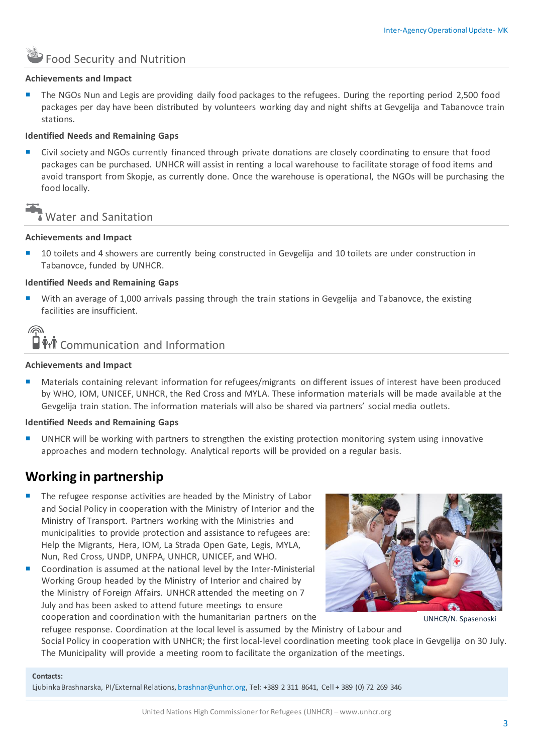## Food Security and Nutrition

**Achievements and Impact**

- The NGOs Nun and Legis are providing daily food packages to the refugees. During the reporting period 2,500 food packages per day have been distributed by volunteers working day and night shifts at Gevgelija and Tabanovce train stations.

**Identified Needs and Remaining Gaps**

- Civil society and NGOs currently financed through private donations are closely coordinating to ensure that food packages can be purchased. UNHCR will assist in renting a local warehouse to facilitate storage of food items and avoid transport from Skopje, as currently done. Once the warehouse is operational, the NGOs will be purchasing the food locally.

## Water and Sanitation

**Achievements and Impact**

- 10 toilets and 4 showers are currently being constructed in Gevgelija and 10 toilets are under construction in Tabanovce, funded by UNHCR.

**Identified Needs and Remaining Gaps**

- With an average of 1,000 arrivals passing through the train stations in Gevgelija and Tabanovce, the existing facilities are insufficient.

## Communication and Information

**Achievements and Impact**

- Materials containing relevant information for refugees/migrants on different issues of interest have been produced by WHO, IOM, UNICEF, UNHCR, the Red Cross and MYLA. These information materials will be made available at the Gevgelija train station. The information materials will also be shared via partners' social media outlets.

**Identified Needs and Remaining Gaps**

- UNHCR will be working with partners to strengthen the existing protection monitoring system using innovative approaches and modern technology. Analytical reports will be provided on a regular basis.

# Working in partnership

- The refugee response activities are headed by the Ministry of Labor and Social Policy in cooperation with the Ministry of Interior and the Ministry of Transport. Partners working with the Ministries and municipalities to provide protection and assistance to refugees are: Help the Migrants, Hera, IOM, La Strada Open Gate, Legis, MYLA, Nun, Red Cross, UNDP, UNFPA, UNHCR, UNICEF, and WHO.
- Coordination is assumed at the national level by the Inter-Ministerial Working Group headed by the Ministry of Interior and chaired by the Ministry of Foreign Affairs. UNHCR attended the meeting on 7 July and has been asked to attend future meetings to ensure cooperation and coordination with the humanitarian partners on the refugee response. Coordination at the local level is assumed by the Ministry of Labour and Social Policy in cooperation with UNHCR; the first local-level coordination meeting took place in Gevgelija on 30 July. The Municipality will provide a meeting room to facilitate the organization of the meetings.

UNHCR/N. Spasenoski

**Contacts:**
Ljubinka Brashnarska, PI/External Relations, brashnar@unhcr.org, Tel: +389 2 311 8641, Cell + 389 (0) 72 269 346